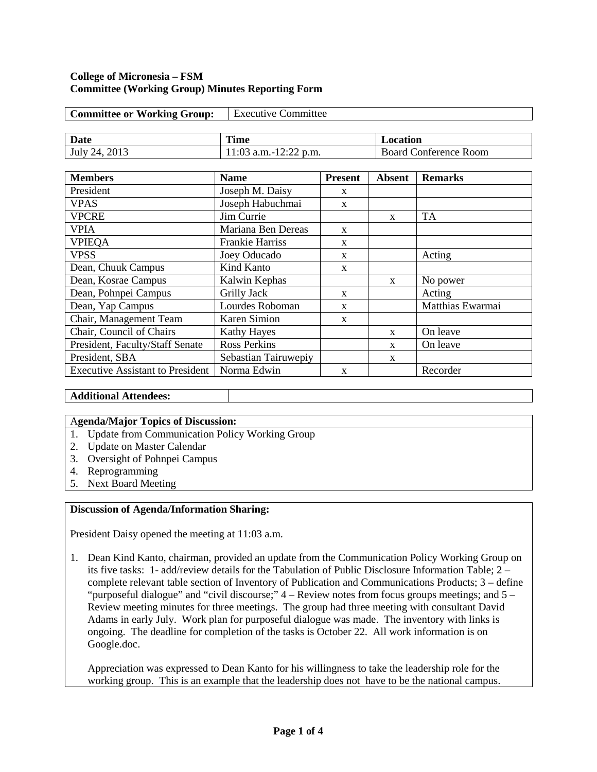**College of Micronesia – FSM**
**Committee (Working Group) Minutes Reporting Form**

| **Committee or Working Group:** | Executive Committee |
|---|---|

| **Date** | **Time** | **Location** |
|---|---|---|
| July 24, 2013 | 11:03 a.m.-12:22 p.m. | Board Conference Room |

| **Members** | **Name** | **Present** | **Absent** | **Remarks** |
|---|---|---|---|---|
| President | Joseph M. Daisy | x | | |
| VPAS | Joseph Habuchmai | x | | |
| VPCRE | Jim Currie | | x | TA |
| VPIA | Mariana Ben Dereas | x | | |
| VPIEQA | Frankie Harriss | x | | |
| VPSS | Joey Oducado | x | | Acting |
| Dean, Chuuk Campus | Kind Kanto | x | | |
| Dean, Kosrae Campus | Kalwin Kephas | | x | No power |
| Dean, Pohnpei Campus | Grilly Jack | x | | Acting |
| Dean, Yap Campus | Lourdes Roboman | x | | Matthias Ewarmai |
| Chair, Management Team | Karen Simion | x | | |
| Chair, Council of Chairs | Kathy Hayes | | x | On leave |
| President, Faculty/Staff Senate | Ross Perkins | | x | On leave |
| President, SBA | Sebastian Tairuwepiy | | x | |
| Executive Assistant to President | Norma Edwin | x | | Recorder |

| **Additional Attendees:** | |
|---|---|

**Agenda/Major Topics of Discussion:**

1. Update from Communication Policy Working Group
2. Update on Master Calendar
3. Oversight of Pohnpei Campus
4. Reprogramming
5. Next Board Meeting

**Discussion of Agenda/Information Sharing:**

President Daisy opened the meeting at 11:03 a.m.

1. Dean Kind Kanto, chairman, provided an update from the Communication Policy Working Group on its five tasks: 1- add/review details for the Tabulation of Public Disclosure Information Table; 2 – complete relevant table section of Inventory of Publication and Communications Products; 3 – define "purposeful dialogue" and "civil discourse;" 4 – Review notes from focus groups meetings; and 5 – Review meeting minutes for three meetings. The group had three meeting with consultant David Adams in early July. Work plan for purposeful dialogue was made. The inventory with links is ongoing. The deadline for completion of the tasks is October 22. All work information is on Google.doc.

   Appreciation was expressed to Dean Kanto for his willingness to take the leadership role for the working group. This is an example that the leadership does not have to be the national campus.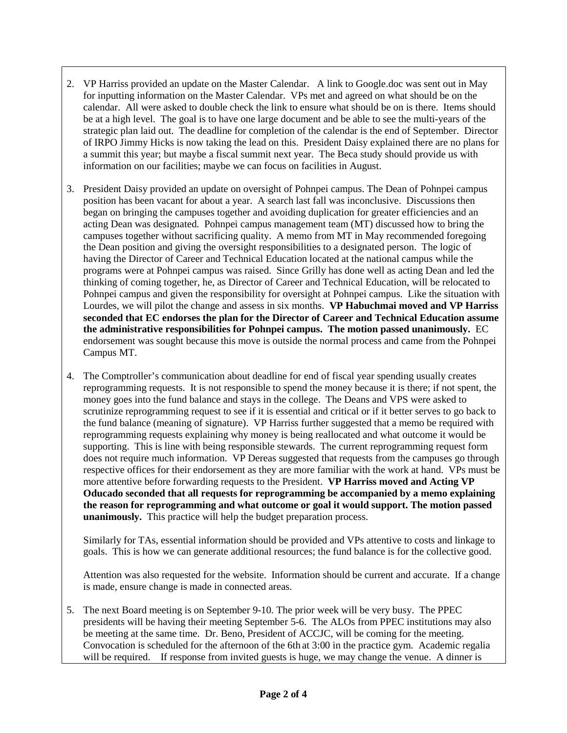2. VP Harriss provided an update on the Master Calendar. A link to Google.doc was sent out in May for inputting information on the Master Calendar. VPs met and agreed on what should be on the calendar. All were asked to double check the link to ensure what should be on is there. Items should be at a high level. The goal is to have one large document and be able to see the multi-years of the strategic plan laid out. The deadline for completion of the calendar is the end of September. Director of IRPO Jimmy Hicks is now taking the lead on this. President Daisy explained there are no plans for a summit this year; but maybe a fiscal summit next year. The Beca study should provide us with information on our facilities; maybe we can focus on facilities in August.

3. President Daisy provided an update on oversight of Pohnpei campus. The Dean of Pohnpei campus position has been vacant for about a year. A search last fall was inconclusive. Discussions then began on bringing the campuses together and avoiding duplication for greater efficiencies and an acting Dean was designated. Pohnpei campus management team (MT) discussed how to bring the campuses together without sacrificing quality. A memo from MT in May recommended foregoing the Dean position and giving the oversight responsibilities to a designated person. The logic of having the Director of Career and Technical Education located at the national campus while the programs were at Pohnpei campus was raised. Since Grilly has done well as acting Dean and led the thinking of coming together, he, as Director of Career and Technical Education, will be relocated to Pohnpei campus and given the responsibility for oversight at Pohnpei campus. Like the situation with Lourdes, we will pilot the change and assess in six months. **VP Habuchmai moved and VP Harriss seconded that EC endorses the plan for the Director of Career and Technical Education assume the administrative responsibilities for Pohnpei campus. The motion passed unanimously.** EC endorsement was sought because this move is outside the normal process and came from the Pohnpei Campus MT.

4. The Comptroller's communication about deadline for end of fiscal year spending usually creates reprogramming requests. It is not responsible to spend the money because it is there; if not spent, the money goes into the fund balance and stays in the college. The Deans and VPS were asked to scrutinize reprogramming request to see if it is essential and critical or if it better serves to go back to the fund balance (meaning of signature). VP Harriss further suggested that a memo be required with reprogramming requests explaining why money is being reallocated and what outcome it would be supporting. This is line with being responsible stewards. The current reprogramming request form does not require much information. VP Dereas suggested that requests from the campuses go through respective offices for their endorsement as they are more familiar with the work at hand. VPs must be more attentive before forwarding requests to the President. **VP Harriss moved and Acting VP Oducado seconded that all requests for reprogramming be accompanied by a memo explaining the reason for reprogramming and what outcome or goal it would support. The motion passed unanimously.** This practice will help the budget preparation process.

   Similarly for TAs, essential information should be provided and VPs attentive to costs and linkage to goals. This is how we can generate additional resources; the fund balance is for the collective good.

   Attention was also requested for the website. Information should be current and accurate. If a change is made, ensure change is made in connected areas.

5. The next Board meeting is on September 9-10. The prior week will be very busy. The PPEC presidents will be having their meeting September 5-6. The ALOs from PPEC institutions may also be meeting at the same time. Dr. Beno, President of ACCJC, will be coming for the meeting. Convocation is scheduled for the afternoon of the 6th at 3:00 in the practice gym. Academic regalia will be required. If response from invited guests is huge, we may change the venue. A dinner is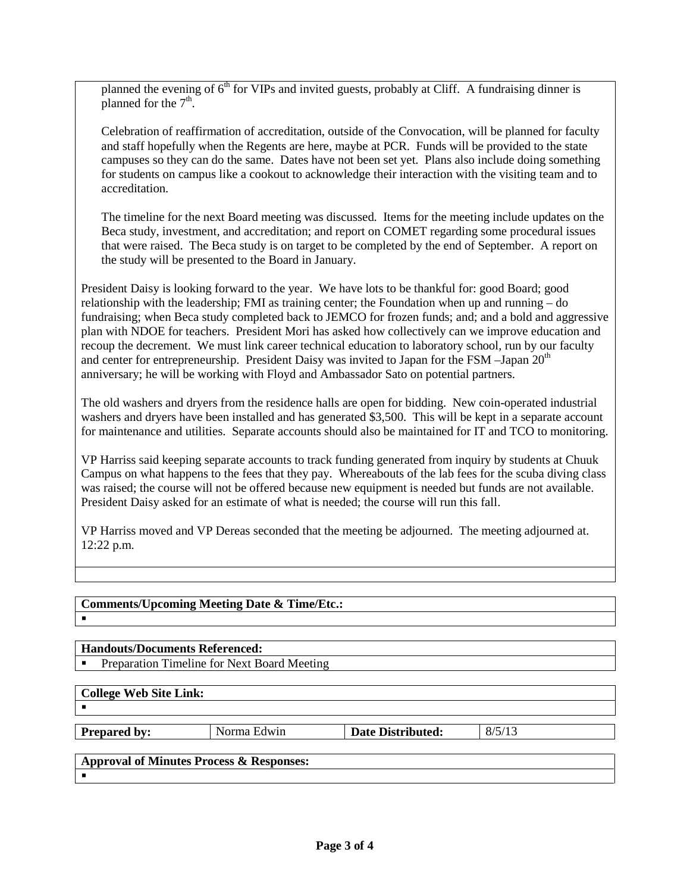planned the evening of 6th for VIPs and invited guests, probably at Cliff. A fundraising dinner is planned for the 7th.

Celebration of reaffirmation of accreditation, outside of the Convocation, will be planned for faculty and staff hopefully when the Regents are here, maybe at PCR. Funds will be provided to the state campuses so they can do the same. Dates have not been set yet. Plans also include doing something for students on campus like a cookout to acknowledge their interaction with the visiting team and to accreditation.

The timeline for the next Board meeting was discussed. Items for the meeting include updates on the Beca study, investment, and accreditation; and report on COMET regarding some procedural issues that were raised. The Beca study is on target to be completed by the end of September. A report on the study will be presented to the Board in January.

President Daisy is looking forward to the year. We have lots to be thankful for: good Board; good relationship with the leadership; FMI as training center; the Foundation when up and running – do fundraising; when Beca study completed back to JEMCO for frozen funds; and; and a bold and aggressive plan with NDOE for teachers. President Mori has asked how collectively can we improve education and recoup the decrement. We must link career technical education to laboratory school, run by our faculty and center for entrepreneurship. President Daisy was invited to Japan for the FSM –Japan 20th anniversary; he will be working with Floyd and Ambassador Sato on potential partners.

The old washers and dryers from the residence halls are open for bidding. New coin-operated industrial washers and dryers have been installed and has generated $3,500. This will be kept in a separate account for maintenance and utilities. Separate accounts should also be maintained for IT and TCO to monitoring.

VP Harriss said keeping separate accounts to track funding generated from inquiry by students at Chuuk Campus on what happens to the fees that they pay. Whereabouts of the lab fees for the scuba diving class was raised; the course will not be offered because new equipment is needed but funds are not available. President Daisy asked for an estimate of what is needed; the course will run this fall.

VP Harriss moved and VP Dereas seconded that the meeting be adjourned. The meeting adjourned at. 12:22 p.m.

**Comments/Upcoming Meeting Date & Time/Etc.:**

- 

**Handouts/Documents Referenced:**

- Preparation Timeline for Next Board Meeting

**College Web Site Link:**

- 

| **Prepared by:** | Norma Edwin | **Date Distributed:** | 8/5/13 |
|---|---|---|---|

**Approval of Minutes Process & Responses:**

-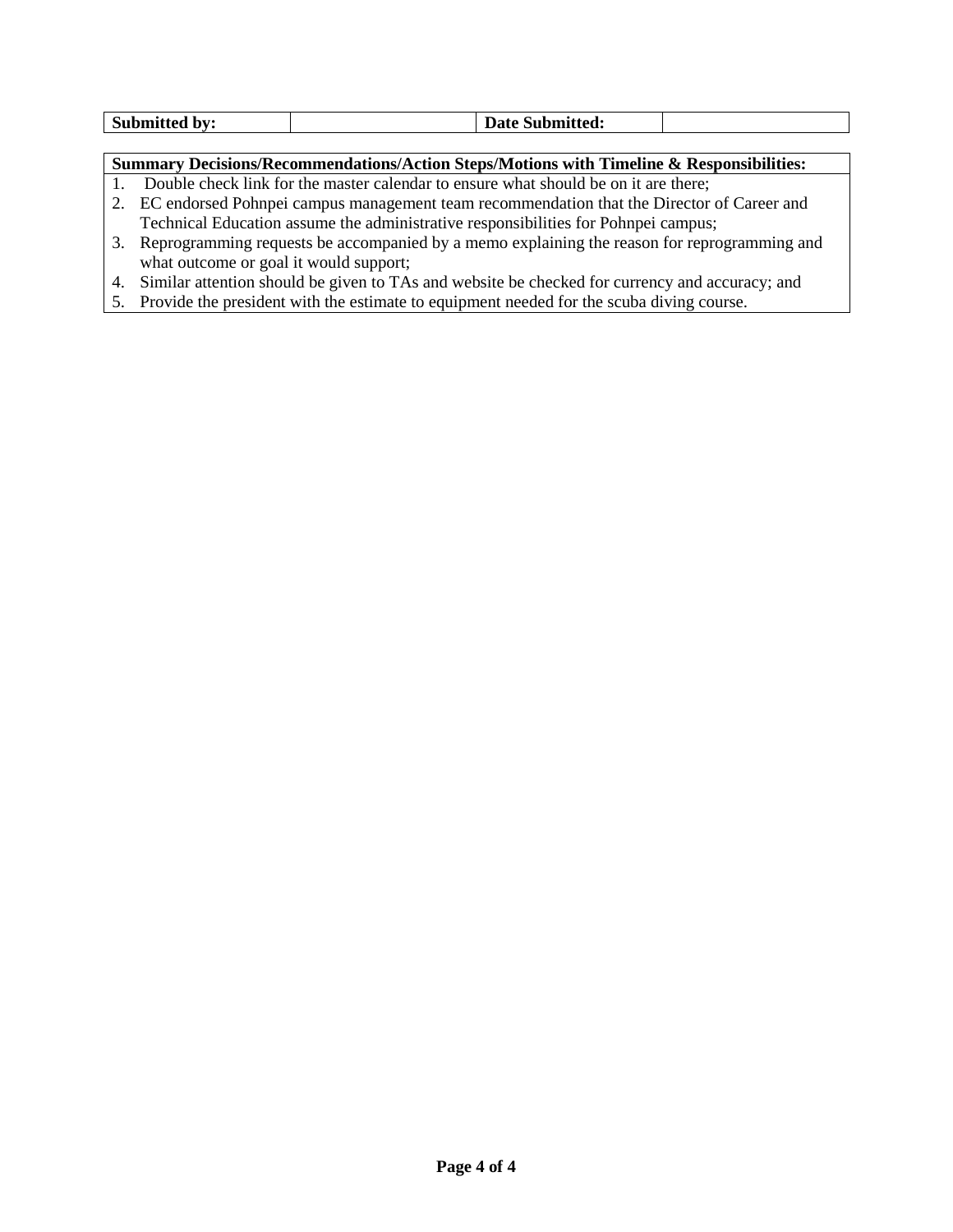| | | | |
|---|---|---|---|
| **Submitted by:** | | **Date Submitted:** | |

| **Summary Decisions/Recommendations/Action Steps/Motions with Timeline & Responsibilities:** |
|---|
| 1. Double check link for the master calendar to ensure what should be on it are there;<br>2. EC endorsed Pohnpei campus management team recommendation that the Director of Career and Technical Education assume the administrative responsibilities for Pohnpei campus;<br>3. Reprogramming requests be accompanied by a memo explaining the reason for reprogramming and what outcome or goal it would support;<br>4. Similar attention should be given to TAs and website be checked for currency and accuracy; and<br>5. Provide the president with the estimate to equipment needed for the scuba diving course. |